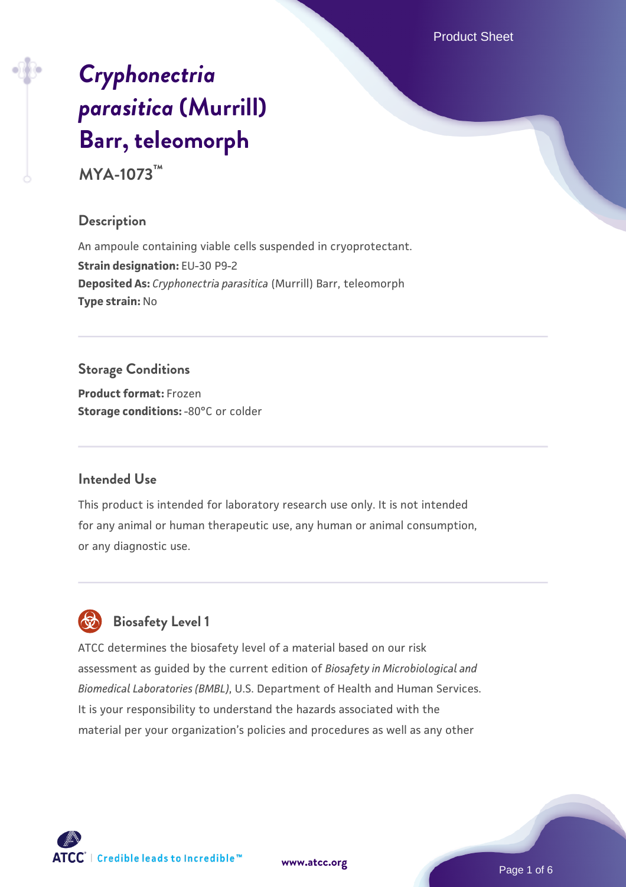# *Cryphonectria parasitica* (Murrill) Barr, teleomorph

**MYA-1073™**

## Description

An ampoule containing viable cells suspended in cryoprotectant.

**Strain designation:** EU-30 P9-2

**Deposited As:** *Cryphonectria parasitica* (Murrill) Barr, teleomorph

**Type strain:** No

## Storage Conditions

**Product format:** Frozen

**Storage conditions:** -80°C or colder

## Intended Use

This product is intended for laboratory research use only. It is not intended for any animal or human therapeutic use, any human or animal consumption, or any diagnostic use.

## Biosafety Level 1

ATCC determines the biosafety level of a material based on our risk assessment as guided by the current edition of *Biosafety in Microbiological and Biomedical Laboratories (BMBL)*, U.S. Department of Health and Human Services. It is your responsibility to understand the hazards associated with the material per your organization's policies and procedures as well as any other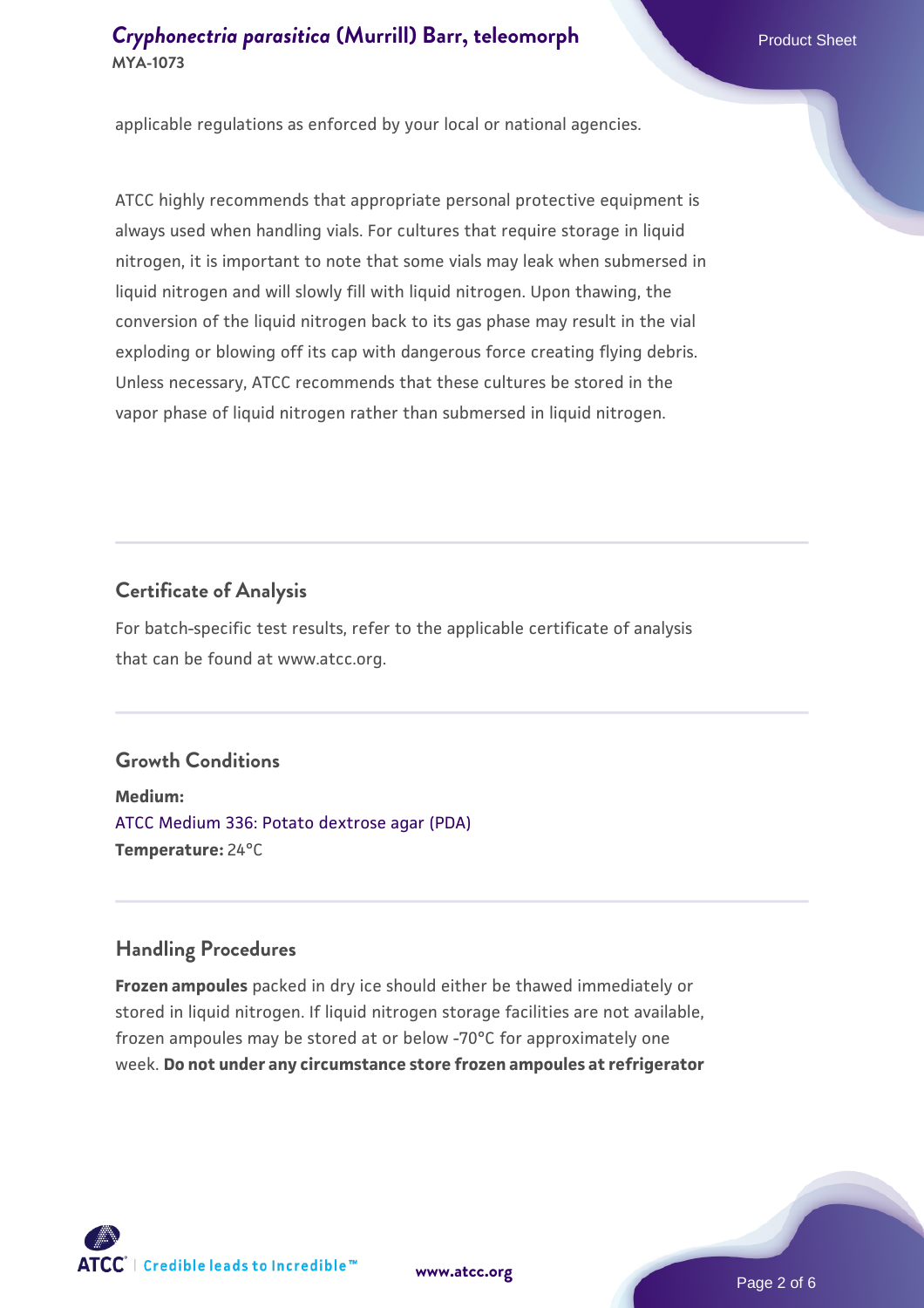applicable regulations as enforced by your local or national agencies.

ATCC highly recommends that appropriate personal protective equipment is always used when handling vials. For cultures that require storage in liquid nitrogen, it is important to note that some vials may leak when submersed in liquid nitrogen and will slowly fill with liquid nitrogen. Upon thawing, the conversion of the liquid nitrogen back to its gas phase may result in the vial exploding or blowing off its cap with dangerous force creating flying debris. Unless necessary, ATCC recommends that these cultures be stored in the vapor phase of liquid nitrogen rather than submersed in liquid nitrogen.

## Certificate of Analysis

For batch-specific test results, refer to the applicable certificate of analysis that can be found at www.atcc.org.

## Growth Conditions

**Medium:**
ATCC Medium 336: Potato dextrose agar (PDA)
**Temperature:** 24°C

## Handling Procedures

**Frozen ampoules** packed in dry ice should either be thawed immediately or stored in liquid nitrogen. If liquid nitrogen storage facilities are not available, frozen ampoules may be stored at or below -70°C for approximately one week. **Do not under any circumstance store frozen ampoules at refrigerator**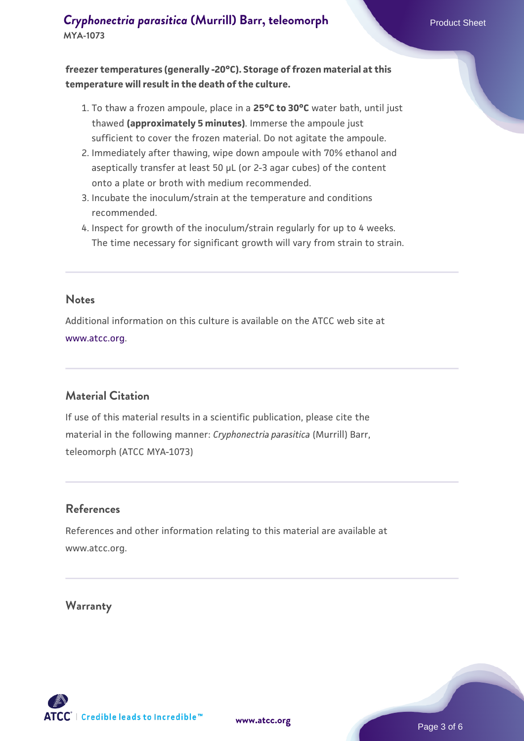**freezer temperatures (generally -20°C). Storage of frozen material at this temperature will result in the death of the culture.**

1. To thaw a frozen ampoule, place in a **25°C to 30°C** water bath, until just thawed **(approximately 5 minutes)**. Immerse the ampoule just sufficient to cover the frozen material. Do not agitate the ampoule.
2. Immediately after thawing, wipe down ampoule with 70% ethanol and aseptically transfer at least 50 µL (or 2-3 agar cubes) of the content onto a plate or broth with medium recommended.
3. Incubate the inoculum/strain at the temperature and conditions recommended.
4. Inspect for growth of the inoculum/strain regularly for up to 4 weeks. The time necessary for significant growth will vary from strain to strain.

## Notes

Additional information on this culture is available on the ATCC web site at www.atcc.org.

## Material Citation

If use of this material results in a scientific publication, please cite the material in the following manner: *Cryphonectria parasitica* (Murrill) Barr, teleomorph (ATCC MYA-1073)

## References

References and other information relating to this material are available at www.atcc.org.

## Warranty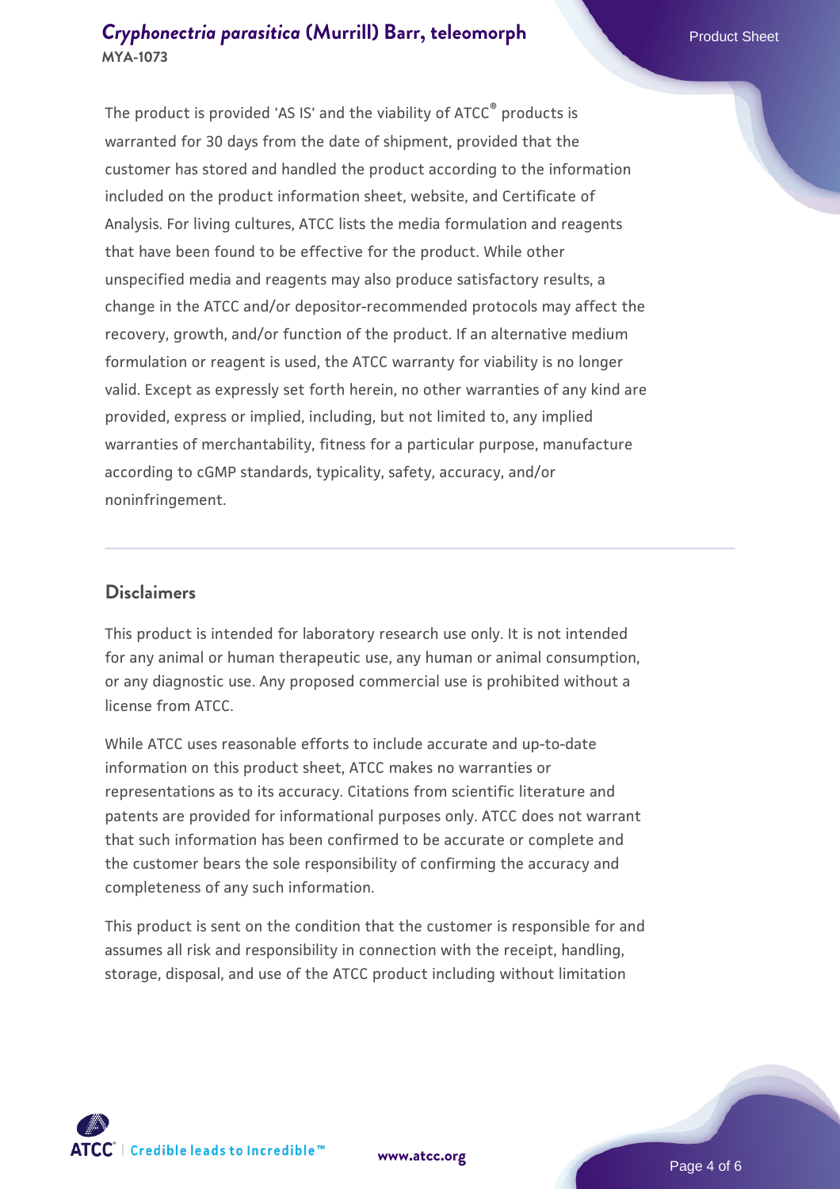The product is provided 'AS IS' and the viability of ATCC® products is warranted for 30 days from the date of shipment, provided that the customer has stored and handled the product according to the information included on the product information sheet, website, and Certificate of Analysis. For living cultures, ATCC lists the media formulation and reagents that have been found to be effective for the product. While other unspecified media and reagents may also produce satisfactory results, a change in the ATCC and/or depositor-recommended protocols may affect the recovery, growth, and/or function of the product. If an alternative medium formulation or reagent is used, the ATCC warranty for viability is no longer valid. Except as expressly set forth herein, no other warranties of any kind are provided, express or implied, including, but not limited to, any implied warranties of merchantability, fitness for a particular purpose, manufacture according to cGMP standards, typicality, safety, accuracy, and/or noninfringement.

## Disclaimers

This product is intended for laboratory research use only. It is not intended for any animal or human therapeutic use, any human or animal consumption, or any diagnostic use. Any proposed commercial use is prohibited without a license from ATCC.

While ATCC uses reasonable efforts to include accurate and up-to-date information on this product sheet, ATCC makes no warranties or representations as to its accuracy. Citations from scientific literature and patents are provided for informational purposes only. ATCC does not warrant that such information has been confirmed to be accurate or complete and the customer bears the sole responsibility of confirming the accuracy and completeness of any such information.

This product is sent on the condition that the customer is responsible for and assumes all risk and responsibility in connection with the receipt, handling, storage, disposal, and use of the ATCC product including without limitation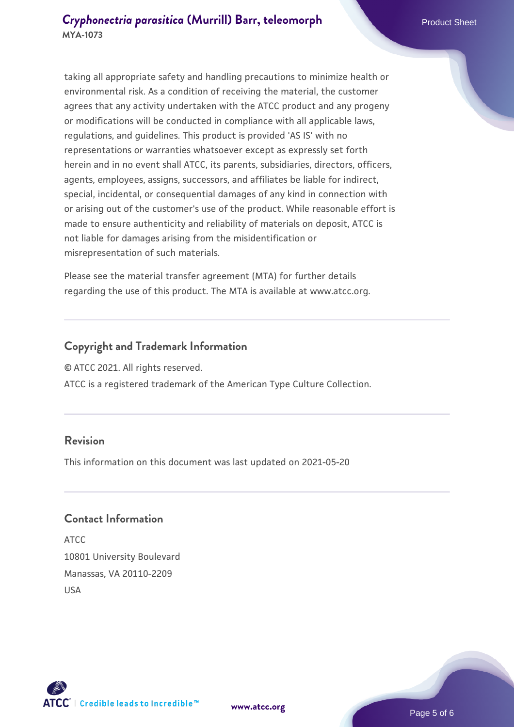taking all appropriate safety and handling precautions to minimize health or environmental risk. As a condition of receiving the material, the customer agrees that any activity undertaken with the ATCC product and any progeny or modifications will be conducted in compliance with all applicable laws, regulations, and guidelines. This product is provided 'AS IS' with no representations or warranties whatsoever except as expressly set forth herein and in no event shall ATCC, its parents, subsidiaries, directors, officers, agents, employees, assigns, successors, and affiliates be liable for indirect, special, incidental, or consequential damages of any kind in connection with or arising out of the customer's use of the product. While reasonable effort is made to ensure authenticity and reliability of materials on deposit, ATCC is not liable for damages arising from the misidentification or misrepresentation of such materials.

Please see the material transfer agreement (MTA) for further details regarding the use of this product. The MTA is available at www.atcc.org.

## Copyright and Trademark Information

© ATCC 2021. All rights reserved.

ATCC is a registered trademark of the American Type Culture Collection.

## Revision

This information on this document was last updated on 2021-05-20

## Contact Information

ATCC
10801 University Boulevard
Manassas, VA 20110-2209
USA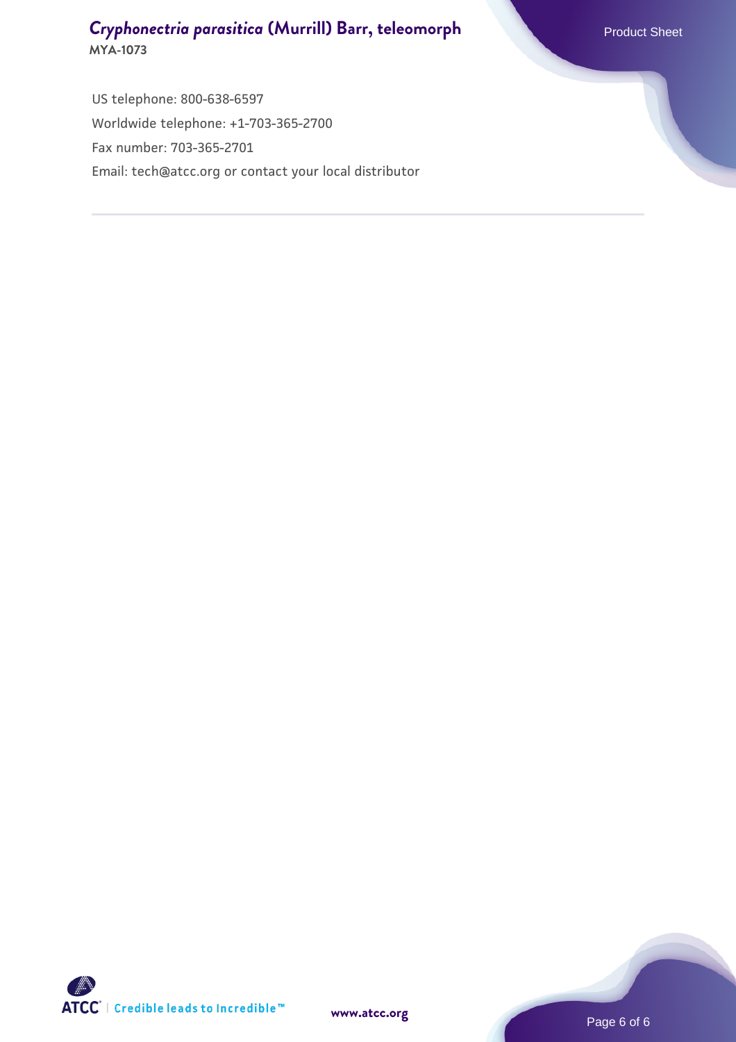US telephone: 800-638-6597

Worldwide telephone: +1-703-365-2700

Fax number: 703-365-2701

Email: tech@atcc.org or contact your local distributor